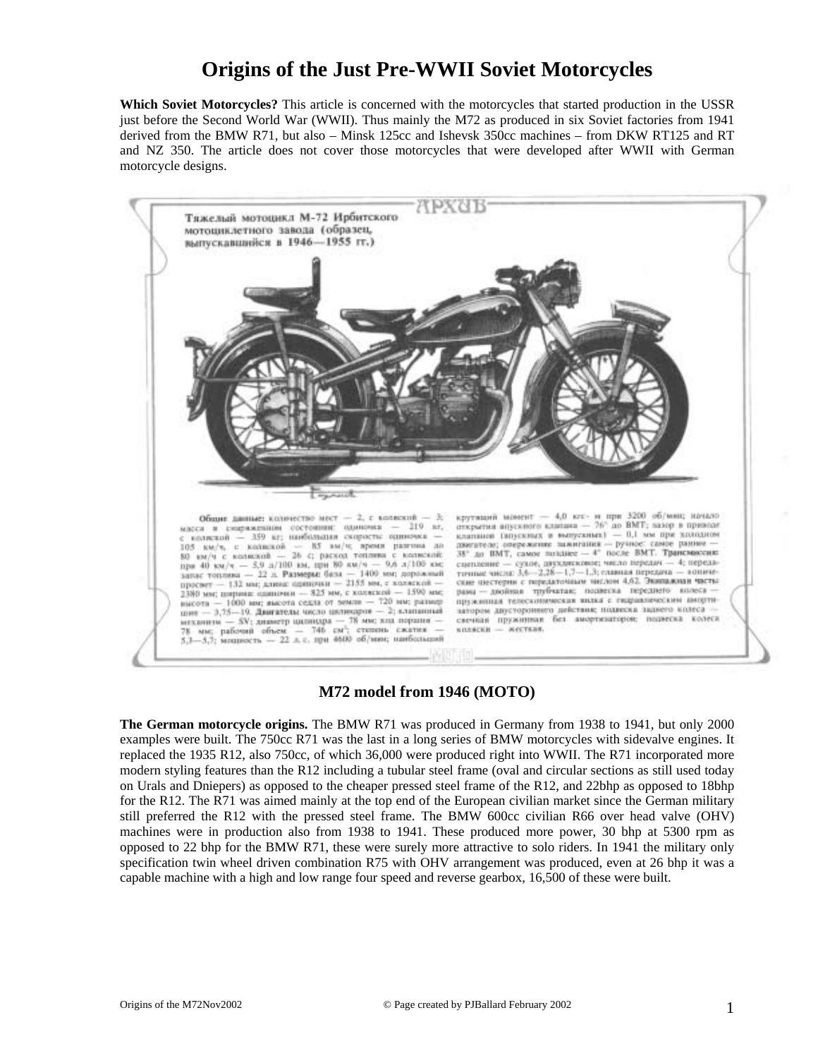# Origins of the Just Pre-WWII Soviet Motorcycles

**Which Soviet Motorcycles?** This article is concerned with the motorcycles that started production in the USSR just before the Second World War (WWII). Thus mainly the M72 as produced in six Soviet factories from 1941 derived from the BMW R71, but also – Minsk 125cc and Ishevsk 350cc machines – from DKW RT125 and RT and NZ 350. The article does not cover those motorcycles that were developed after WWII with German motorcycle designs.

**M72 model from 1946 (MOTO)**

**The German motorcycle origins.** The BMW R71 was produced in Germany from 1938 to 1941, but only 2000 examples were built. The 750cc R71 was the last in a long series of BMW motorcycles with sidevalve engines. It replaced the 1935 R12, also 750cc, of which 36,000 were produced right into WWII. The R71 incorporated more modern styling features than the R12 including a tubular steel frame (oval and circular sections as still used today on Urals and Dniepers) as opposed to the cheaper pressed steel frame of the R12, and 22bhp as opposed to 18bhp for the R12. The R71 was aimed mainly at the top end of the European civilian market since the German military still preferred the R12 with the pressed steel frame. The BMW 600cc civilian R66 over head valve (OHV) machines were in production also from 1938 to 1941. These produced more power, 30 bhp at 5300 rpm as opposed to 22 bhp for the BMW R71, these were surely more attractive to solo riders. In 1941 the military only specification twin wheel driven combination R75 with OHV arrangement was produced, even at 26 bhp it was a capable machine with a high and low range four speed and reverse gearbox, 16,500 of these were built.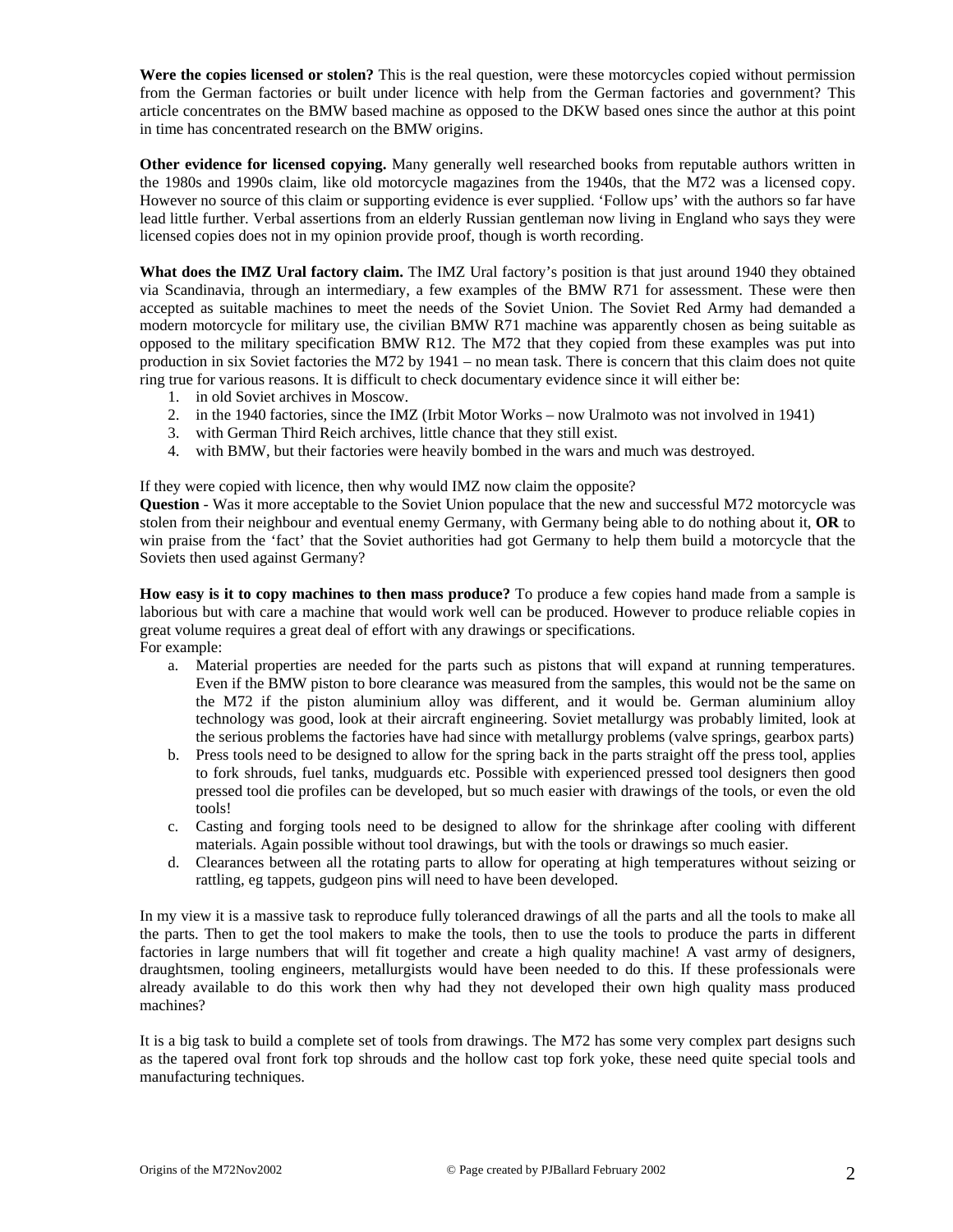**Were the copies licensed or stolen?** This is the real question, were these motorcycles copied without permission from the German factories or built under licence with help from the German factories and government? This article concentrates on the BMW based machine as opposed to the DKW based ones since the author at this point in time has concentrated research on the BMW origins.

**Other evidence for licensed copying.** Many generally well researched books from reputable authors written in the 1980s and 1990s claim, like old motorcycle magazines from the 1940s, that the M72 was a licensed copy. However no source of this claim or supporting evidence is ever supplied. 'Follow ups' with the authors so far have lead little further. Verbal assertions from an elderly Russian gentleman now living in England who says they were licensed copies does not in my opinion provide proof, though is worth recording.

**What does the IMZ Ural factory claim.** The IMZ Ural factory's position is that just around 1940 they obtained via Scandinavia, through an intermediary, a few examples of the BMW R71 for assessment. These were then accepted as suitable machines to meet the needs of the Soviet Union. The Soviet Red Army had demanded a modern motorcycle for military use, the civilian BMW R71 machine was apparently chosen as being suitable as opposed to the military specification BMW R12. The M72 that they copied from these examples was put into production in six Soviet factories the M72 by 1941 – no mean task. There is concern that this claim does not quite ring true for various reasons. It is difficult to check documentary evidence since it will either be:

1. in old Soviet archives in Moscow.
2. in the 1940 factories, since the IMZ (Irbit Motor Works – now Uralmoto was not involved in 1941)
3. with German Third Reich archives, little chance that they still exist.
4. with BMW, but their factories were heavily bombed in the wars and much was destroyed.

If they were copied with licence, then why would IMZ now claim the opposite?

**Question** - Was it more acceptable to the Soviet Union populace that the new and successful M72 motorcycle was stolen from their neighbour and eventual enemy Germany, with Germany being able to do nothing about it, **OR** to win praise from the 'fact' that the Soviet authorities had got Germany to help them build a motorcycle that the Soviets then used against Germany?

**How easy is it to copy machines to then mass produce?** To produce a few copies hand made from a sample is laborious but with care a machine that would work well can be produced. However to produce reliable copies in great volume requires a great deal of effort with any drawings or specifications.

For example:

a. Material properties are needed for the parts such as pistons that will expand at running temperatures. Even if the BMW piston to bore clearance was measured from the samples, this would not be the same on the M72 if the piston aluminium alloy was different, and it would be. German aluminium alloy technology was good, look at their aircraft engineering. Soviet metallurgy was probably limited, look at the serious problems the factories have had since with metallurgy problems (valve springs, gearbox parts)
b. Press tools need to be designed to allow for the spring back in the parts straight off the press tool, applies to fork shrouds, fuel tanks, mudguards etc. Possible with experienced pressed tool designers then good pressed tool die profiles can be developed, but so much easier with drawings of the tools, or even the old tools!
c. Casting and forging tools need to be designed to allow for the shrinkage after cooling with different materials. Again possible without tool drawings, but with the tools or drawings so much easier.
d. Clearances between all the rotating parts to allow for operating at high temperatures without seizing or rattling, eg tappets, gudgeon pins will need to have been developed.

In my view it is a massive task to reproduce fully toleranced drawings of all the parts and all the tools to make all the parts. Then to get the tool makers to make the tools, then to use the tools to produce the parts in different factories in large numbers that will fit together and create a high quality machine! A vast army of designers, draughtsmen, tooling engineers, metallurgists would have been needed to do this. If these professionals were already available to do this work then why had they not developed their own high quality mass produced machines?

It is a big task to build a complete set of tools from drawings. The M72 has some very complex part designs such as the tapered oval front fork top shrouds and the hollow cast top fork yoke, these need quite special tools and manufacturing techniques.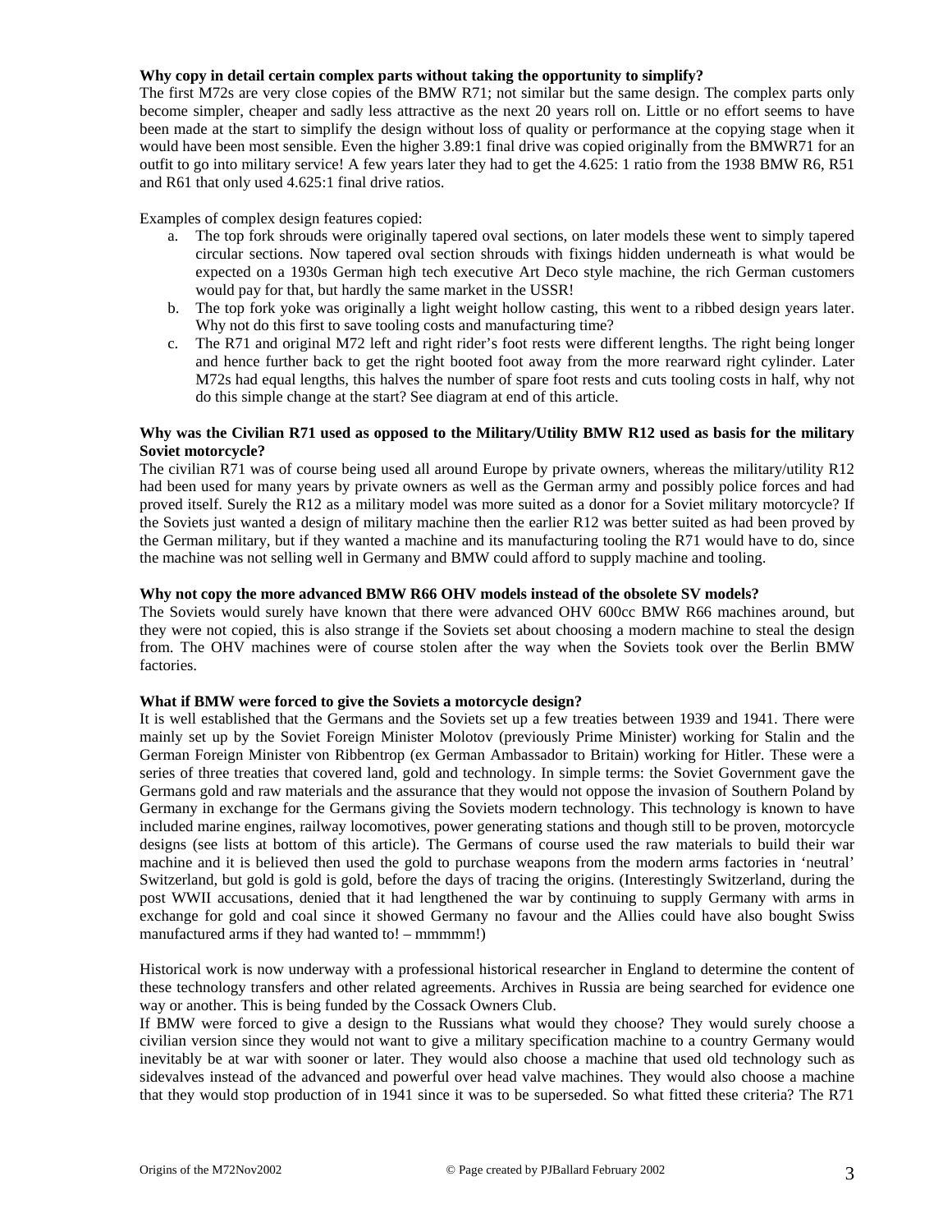**Why copy in detail certain complex parts without taking the opportunity to simplify?**

The first M72s are very close copies of the BMW R71; not similar but the same design. The complex parts only become simpler, cheaper and sadly less attractive as the next 20 years roll on. Little or no effort seems to have been made at the start to simplify the design without loss of quality or performance at the copying stage when it would have been most sensible. Even the higher 3.89:1 final drive was copied originally from the BMWR71 for an outfit to go into military service! A few years later they had to get the 4.625: 1 ratio from the 1938 BMW R6, R51 and R61 that only used 4.625:1 final drive ratios.

Examples of complex design features copied:

a. The top fork shrouds were originally tapered oval sections, on later models these went to simply tapered circular sections. Now tapered oval section shrouds with fixings hidden underneath is what would be expected on a 1930s German high tech executive Art Deco style machine, the rich German customers would pay for that, but hardly the same market in the USSR!
b. The top fork yoke was originally a light weight hollow casting, this went to a ribbed design years later. Why not do this first to save tooling costs and manufacturing time?
c. The R71 and original M72 left and right rider's foot rests were different lengths. The right being longer and hence further back to get the right booted foot away from the more rearward right cylinder. Later M72s had equal lengths, this halves the number of spare foot rests and cuts tooling costs in half, why not do this simple change at the start? See diagram at end of this article.

**Why was the Civilian R71 used as opposed to the Military/Utility BMW R12 used as basis for the military Soviet motorcycle?**

The civilian R71 was of course being used all around Europe by private owners, whereas the military/utility R12 had been used for many years by private owners as well as the German army and possibly police forces and had proved itself. Surely the R12 as a military model was more suited as a donor for a Soviet military motorcycle? If the Soviets just wanted a design of military machine then the earlier R12 was better suited as had been proved by the German military, but if they wanted a machine and its manufacturing tooling the R71 would have to do, since the machine was not selling well in Germany and BMW could afford to supply machine and tooling.

**Why not copy the more advanced BMW R66 OHV models instead of the obsolete SV models?**

The Soviets would surely have known that there were advanced OHV 600cc BMW R66 machines around, but they were not copied, this is also strange if the Soviets set about choosing a modern machine to steal the design from. The OHV machines were of course stolen after the way when the Soviets took over the Berlin BMW factories.

**What if BMW were forced to give the Soviets a motorcycle design?**

It is well established that the Germans and the Soviets set up a few treaties between 1939 and 1941. There were mainly set up by the Soviet Foreign Minister Molotov (previously Prime Minister) working for Stalin and the German Foreign Minister von Ribbentrop (ex German Ambassador to Britain) working for Hitler. These were a series of three treaties that covered land, gold and technology. In simple terms: the Soviet Government gave the Germans gold and raw materials and the assurance that they would not oppose the invasion of Southern Poland by Germany in exchange for the Germans giving the Soviets modern technology. This technology is known to have included marine engines, railway locomotives, power generating stations and though still to be proven, motorcycle designs (see lists at bottom of this article). The Germans of course used the raw materials to build their war machine and it is believed then used the gold to purchase weapons from the modern arms factories in 'neutral' Switzerland, but gold is gold is gold, before the days of tracing the origins. (Interestingly Switzerland, during the post WWII accusations, denied that it had lengthened the war by continuing to supply Germany with arms in exchange for gold and coal since it showed Germany no favour and the Allies could have also bought Swiss manufactured arms if they had wanted to! – mmmmm!)

Historical work is now underway with a professional historical researcher in England to determine the content of these technology transfers and other related agreements. Archives in Russia are being searched for evidence one way or another. This is being funded by the Cossack Owners Club.

If BMW were forced to give a design to the Russians what would they choose? They would surely choose a civilian version since they would not want to give a military specification machine to a country Germany would inevitably be at war with sooner or later. They would also choose a machine that used old technology such as sidevalves instead of the advanced and powerful over head valve machines. They would also choose a machine that they would stop production of in 1941 since it was to be superseded. So what fitted these criteria? The R71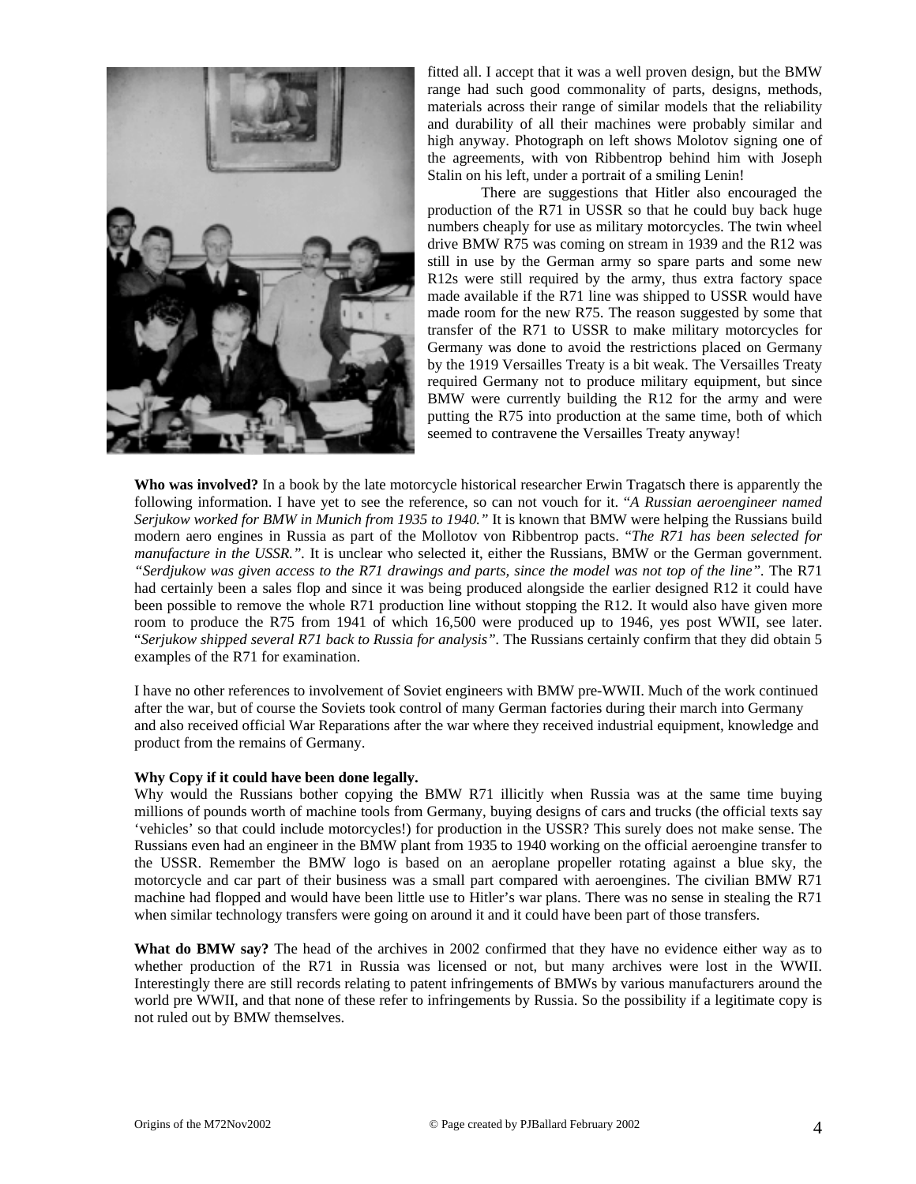fitted all. I accept that it was a well proven design, but the BMW range had such good commonality of parts, designs, methods, materials across their range of similar models that the reliability and durability of all their machines were probably similar and high anyway. Photograph on left shows Molotov signing one of the agreements, with von Ribbentrop behind him with Joseph Stalin on his left, under a portrait of a smiling Lenin!

There are suggestions that Hitler also encouraged the production of the R71 in USSR so that he could buy back huge numbers cheaply for use as military motorcycles. The twin wheel drive BMW R75 was coming on stream in 1939 and the R12 was still in use by the German army so spare parts and some new R12s were still required by the army, thus extra factory space made available if the R71 line was shipped to USSR would have made room for the new R75. The reason suggested by some that transfer of the R71 to USSR to make military motorcycles for Germany was done to avoid the restrictions placed on Germany by the 1919 Versailles Treaty is a bit weak. The Versailles Treaty required Germany not to produce military equipment, but since BMW were currently building the R12 for the army and were putting the R75 into production at the same time, both of which seemed to contravene the Versailles Treaty anyway!

**Who was involved?** In a book by the late motorcycle historical researcher Erwin Tragatsch there is apparently the following information. I have yet to see the reference, so can not vouch for it. "*A Russian aeroengineer named Serjukow worked for BMW in Munich from 1935 to 1940.*" It is known that BMW were helping the Russians build modern aero engines in Russia as part of the Mollotov von Ribbentrop pacts. "*The R71 has been selected for manufacture in the USSR.".* It is unclear who selected it, either the Russians, BMW or the German government. *"Serdjukow was given access to the R71 drawings and parts, since the model was not top of the line".* The R71 had certainly been a sales flop and since it was being produced alongside the earlier designed R12 it could have been possible to remove the whole R71 production line without stopping the R12. It would also have given more room to produce the R75 from 1941 of which 16,500 were produced up to 1946, yes post WWII, see later. "*Serjukow shipped several R71 back to Russia for analysis".* The Russians certainly confirm that they did obtain 5 examples of the R71 for examination.

I have no other references to involvement of Soviet engineers with BMW pre-WWII. Much of the work continued after the war, but of course the Soviets took control of many German factories during their march into Germany and also received official War Reparations after the war where they received industrial equipment, knowledge and product from the remains of Germany.

**Why Copy if it could have been done legally.**

Why would the Russians bother copying the BMW R71 illicitly when Russia was at the same time buying millions of pounds worth of machine tools from Germany, buying designs of cars and trucks (the official texts say 'vehicles' so that could include motorcycles!) for production in the USSR? This surely does not make sense. The Russians even had an engineer in the BMW plant from 1935 to 1940 working on the official aeroengine transfer to the USSR. Remember the BMW logo is based on an aeroplane propeller rotating against a blue sky, the motorcycle and car part of their business was a small part compared with aeroengines. The civilian BMW R71 machine had flopped and would have been little use to Hitler's war plans. There was no sense in stealing the R71 when similar technology transfers were going on around it and it could have been part of those transfers.

**What do BMW say?** The head of the archives in 2002 confirmed that they have no evidence either way as to whether production of the R71 in Russia was licensed or not, but many archives were lost in the WWII. Interestingly there are still records relating to patent infringements of BMWs by various manufacturers around the world pre WWII, and that none of these refer to infringements by Russia. So the possibility if a legitimate copy is not ruled out by BMW themselves.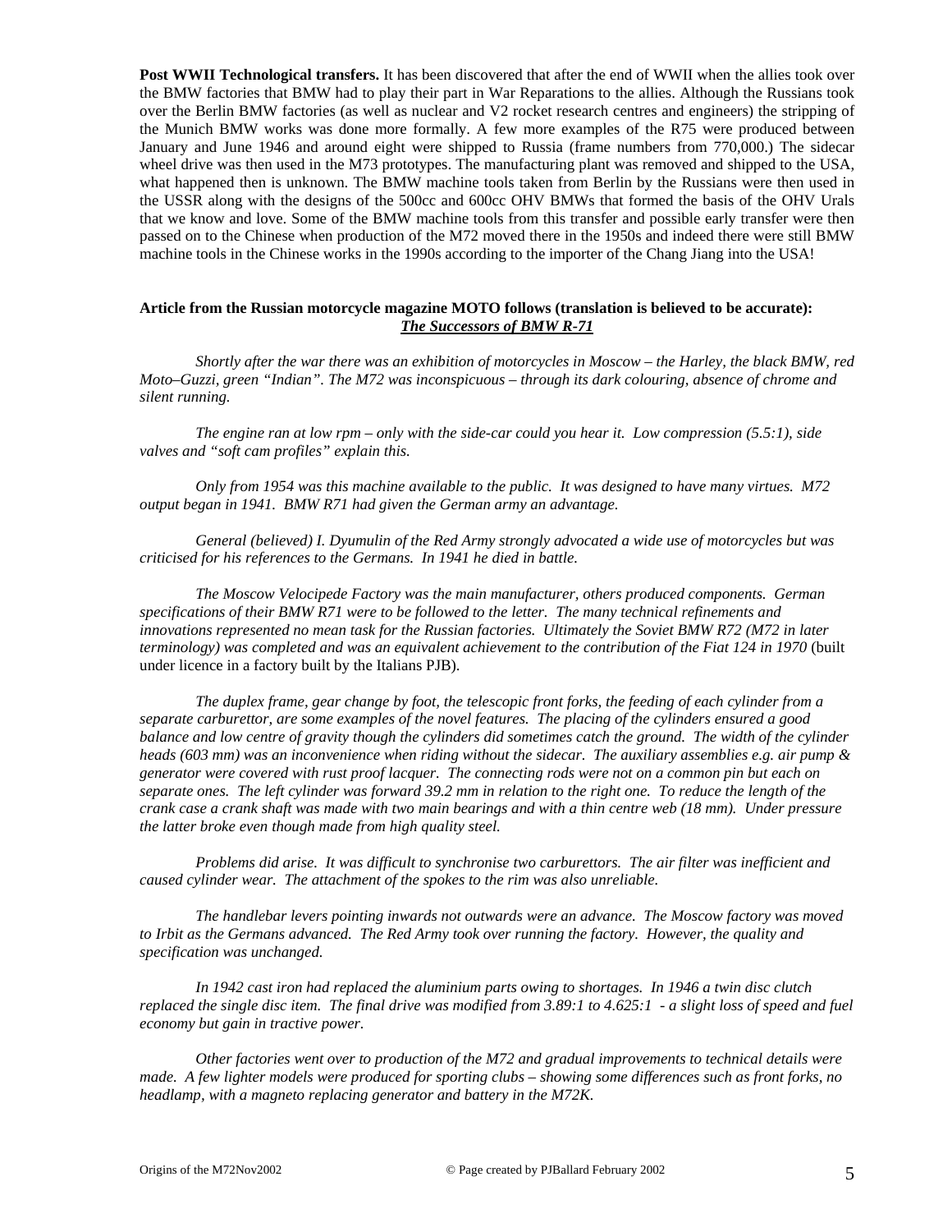**Post WWII Technological transfers.** It has been discovered that after the end of WWII when the allies took over the BMW factories that BMW had to play their part in War Reparations to the allies. Although the Russians took over the Berlin BMW factories (as well as nuclear and V2 rocket research centres and engineers) the stripping of the Munich BMW works was done more formally. A few more examples of the R75 were produced between January and June 1946 and around eight were shipped to Russia (frame numbers from 770,000.) The sidecar wheel drive was then used in the M73 prototypes. The manufacturing plant was removed and shipped to the USA, what happened then is unknown. The BMW machine tools taken from Berlin by the Russians were then used in the USSR along with the designs of the 500cc and 600cc OHV BMWs that formed the basis of the OHV Urals that we know and love. Some of the BMW machine tools from this transfer and possible early transfer were then passed on to the Chinese when production of the M72 moved there in the 1950s and indeed there were still BMW machine tools in the Chinese works in the 1990s according to the importer of the Chang Jiang into the USA!

**Article from the Russian motorcycle magazine MOTO follows (translation is believed to be accurate):**

***The Successors of BMW R-71***

*Shortly after the war there was an exhibition of motorcycles in Moscow – the Harley, the black BMW, red Moto–Guzzi, green "Indian". The M72 was inconspicuous – through its dark colouring, absence of chrome and silent running.*

*The engine ran at low rpm – only with the side-car could you hear it. Low compression (5.5:1), side valves and "soft cam profiles" explain this.*

*Only from 1954 was this machine available to the public. It was designed to have many virtues. M72 output began in 1941. BMW R71 had given the German army an advantage.*

*General (believed) I. Dyumulin of the Red Army strongly advocated a wide use of motorcycles but was criticised for his references to the Germans. In 1941 he died in battle.*

*The Moscow Velocipede Factory was the main manufacturer, others produced components. German specifications of their BMW R71 were to be followed to the letter. The many technical refinements and innovations represented no mean task for the Russian factories. Ultimately the Soviet BMW R72 (M72 in later terminology) was completed and was an equivalent achievement to the contribution of the Fiat 124 in 1970* (built under licence in a factory built by the Italians PJB).

*The duplex frame, gear change by foot, the telescopic front forks, the feeding of each cylinder from a separate carburettor, are some examples of the novel features. The placing of the cylinders ensured a good balance and low centre of gravity though the cylinders did sometimes catch the ground. The width of the cylinder heads (603 mm) was an inconvenience when riding without the sidecar. The auxiliary assemblies e.g. air pump & generator were covered with rust proof lacquer. The connecting rods were not on a common pin but each on separate ones. The left cylinder was forward 39.2 mm in relation to the right one. To reduce the length of the crank case a crank shaft was made with two main bearings and with a thin centre web (18 mm). Under pressure the latter broke even though made from high quality steel.*

*Problems did arise. It was difficult to synchronise two carburettors. The air filter was inefficient and caused cylinder wear. The attachment of the spokes to the rim was also unreliable.*

*The handlebar levers pointing inwards not outwards were an advance. The Moscow factory was moved to Irbit as the Germans advanced. The Red Army took over running the factory. However, the quality and specification was unchanged.*

*In 1942 cast iron had replaced the aluminium parts owing to shortages. In 1946 a twin disc clutch replaced the single disc item. The final drive was modified from 3.89:1 to 4.625:1 - a slight loss of speed and fuel economy but gain in tractive power.*

*Other factories went over to production of the M72 and gradual improvements to technical details were made. A few lighter models were produced for sporting clubs – showing some differences such as front forks, no headlamp, with a magneto replacing generator and battery in the M72K.*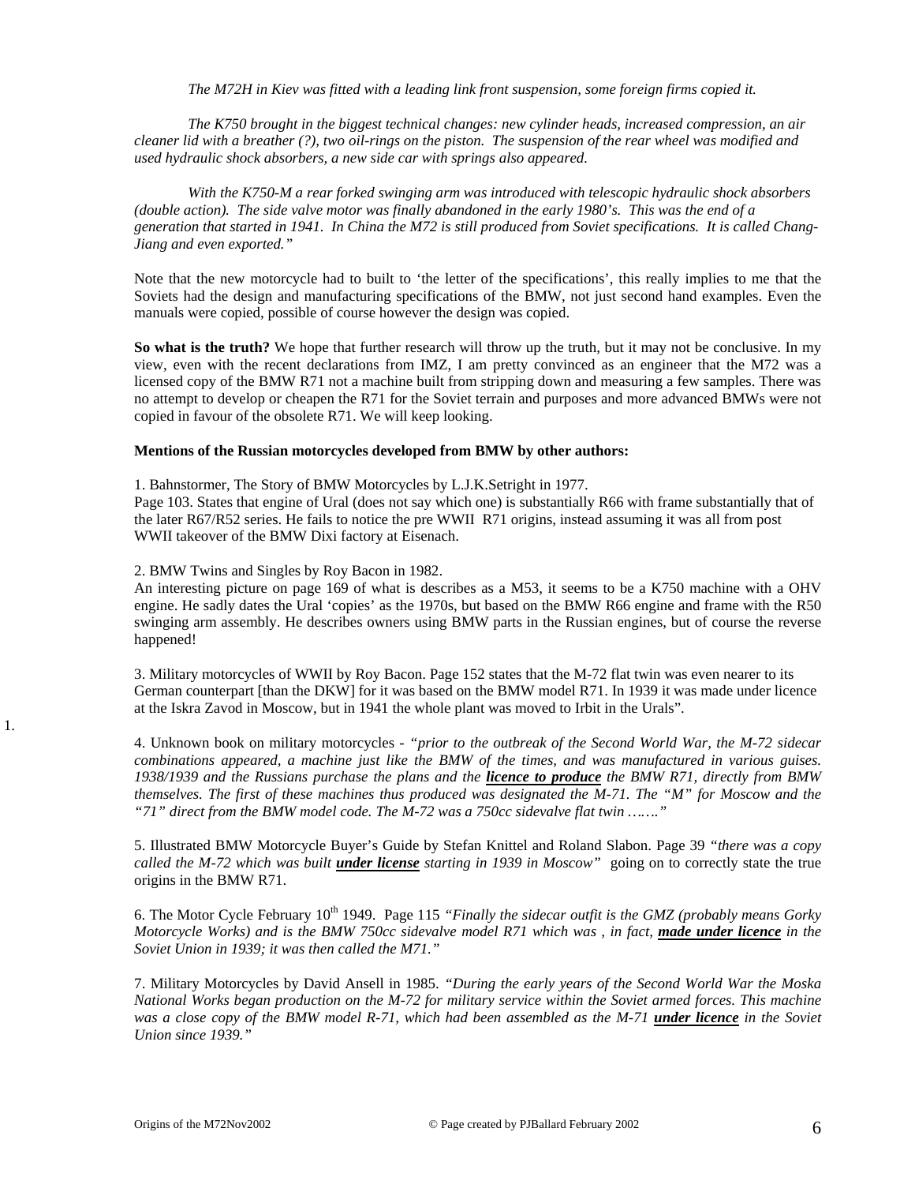*The M72H in Kiev was fitted with a leading link front suspension, some foreign firms copied it.*

*The K750 brought in the biggest technical changes: new cylinder heads, increased compression, an air cleaner lid with a breather (?), two oil-rings on the piston. The suspension of the rear wheel was modified and used hydraulic shock absorbers, a new side car with springs also appeared.*

*With the K750-M a rear forked swinging arm was introduced with telescopic hydraulic shock absorbers (double action). The side valve motor was finally abandoned in the early 1980's. This was the end of a generation that started in 1941. In China the M72 is still produced from Soviet specifications. It is called Chang-Jiang and even exported."*

Note that the new motorcycle had to built to 'the letter of the specifications', this really implies to me that the Soviets had the design and manufacturing specifications of the BMW, not just second hand examples. Even the manuals were copied, possible of course however the design was copied.

**So what is the truth?** We hope that further research will throw up the truth, but it may not be conclusive. In my view, even with the recent declarations from IMZ, I am pretty convinced as an engineer that the M72 was a licensed copy of the BMW R71 not a machine built from stripping down and measuring a few samples. There was no attempt to develop or cheapen the R71 for the Soviet terrain and purposes and more advanced BMWs were not copied in favour of the obsolete R71. We will keep looking.

**Mentions of the Russian motorcycles developed from BMW by other authors:**

1. Bahnstormer, The Story of BMW Motorcycles by L.J.K.Setright in 1977.
Page 103. States that engine of Ural (does not say which one) is substantially R66 with frame substantially that of the later R67/R52 series. He fails to notice the pre WWII R71 origins, instead assuming it was all from post WWII takeover of the BMW Dixi factory at Eisenach.

2. BMW Twins and Singles by Roy Bacon in 1982.
An interesting picture on page 169 of what is describes as a M53, it seems to be a K750 machine with a OHV engine. He sadly dates the Ural 'copies' as the 1970s, but based on the BMW R66 engine and frame with the R50 swinging arm assembly. He describes owners using BMW parts in the Russian engines, but of course the reverse happened!

3. Military motorcycles of WWII by Roy Bacon. Page 152 states that the M-72 flat twin was even nearer to its German counterpart [than the DKW] for it was based on the BMW model R71. In 1939 it was made under licence at the Iskra Zavod in Moscow, but in 1941 the whole plant was moved to Irbit in the Urals".

4. Unknown book on military motorcycles - *"prior to the outbreak of the Second World War, the M-72 sidecar combinations appeared, a machine just like the BMW of the times, and was manufactured in various guises. 1938/1939 and the Russians purchase the plans and the **licence to produce** the BMW R71, directly from BMW themselves. The first of these machines thus produced was designated the M-71. The "M" for Moscow and the "71" direct from the BMW model code. The M-72 was a 750cc sidevalve flat twin ……."*

5. Illustrated BMW Motorcycle Buyer's Guide by Stefan Knittel and Roland Slabon. Page 39 *"there was a copy called the M-72 which was built **under license** starting in 1939 in Moscow"* going on to correctly state the true origins in the BMW R71.

6. The Motor Cycle February 10th 1949. Page 115 *"Finally the sidecar outfit is the GMZ (probably means Gorky Motorcycle Works) and is the BMW 750cc sidevalve model R71 which was , in fact, **made under licence** in the Soviet Union in 1939; it was then called the M71."*

7. Military Motorcycles by David Ansell in 1985. *"During the early years of the Second World War the Moska National Works began production on the M-72 for military service within the Soviet armed forces. This machine was a close copy of the BMW model R-71, which had been assembled as the M-71 **under licence** in the Soviet Union since 1939."*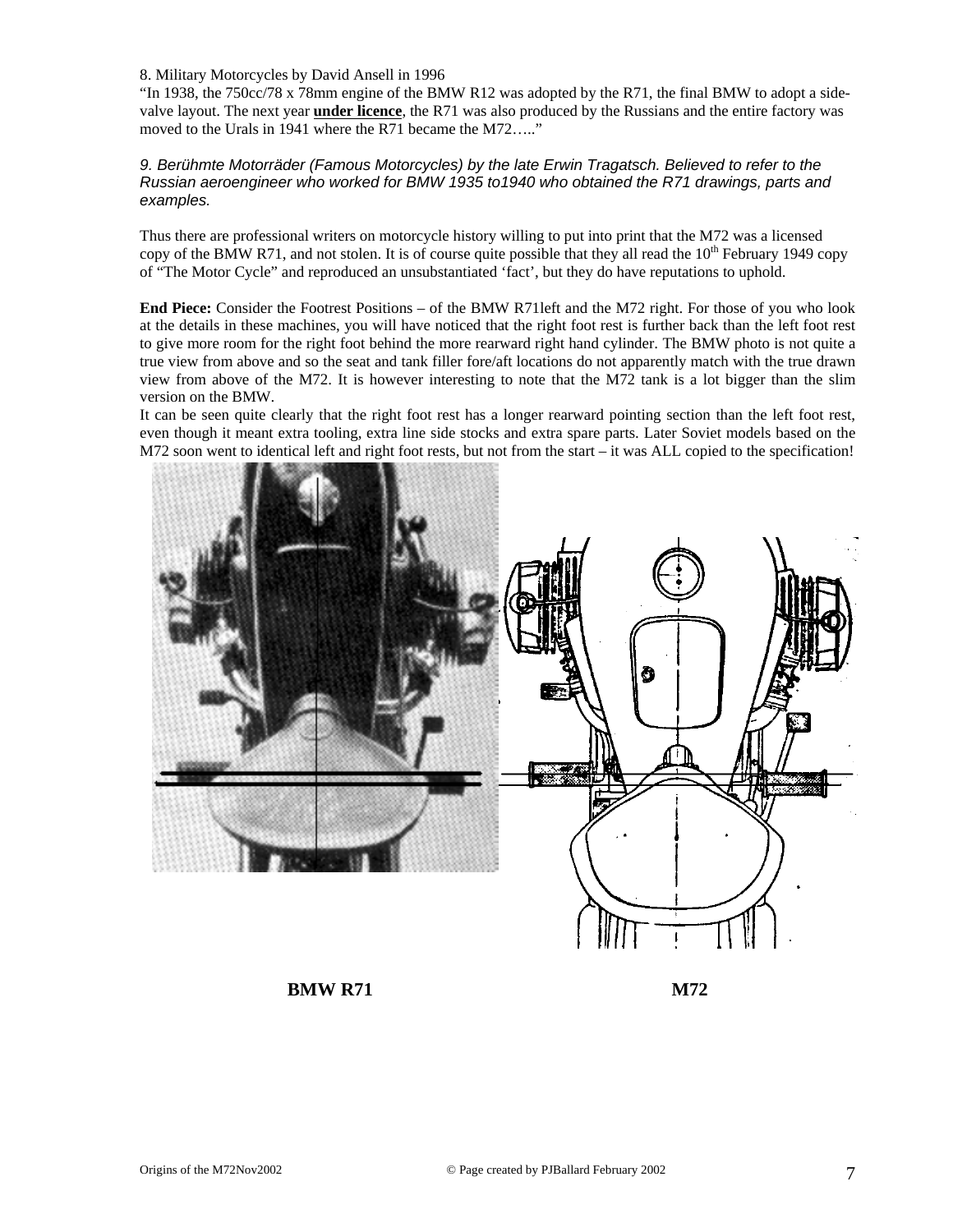8. Military Motorcycles by David Ansell in 1996

"In 1938, the 750cc/78 x 78mm engine of the BMW R12 was adopted by the R71, the final BMW to adopt a side-valve layout. The next year **under licence**, the R71 was also produced by the Russians and the entire factory was moved to the Urals in 1941 where the R71 became the M72….."

*9. Berühmte Motorräder (Famous Motorcycles) by the late Erwin Tragatsch. Believed to refer to the Russian aeroengineer who worked for BMW 1935 to1940 who obtained the R71 drawings, parts and examples.*

Thus there are professional writers on motorcycle history willing to put into print that the M72 was a licensed copy of the BMW R71, and not stolen. It is of course quite possible that they all read the 10th February 1949 copy of "The Motor Cycle" and reproduced an unsubstantiated 'fact', but they do have reputations to uphold.

**End Piece:** Consider the Footrest Positions – of the BMW R71left and the M72 right. For those of you who look at the details in these machines, you will have noticed that the right foot rest is further back than the left foot rest to give more room for the right foot behind the more rearward right hand cylinder. The BMW photo is not quite a true view from above and so the seat and tank filler fore/aft locations do not apparently match with the true drawn view from above of the M72. It is however interesting to note that the M72 tank is a lot bigger than the slim version on the BMW.

It can be seen quite clearly that the right foot rest has a longer rearward pointing section than the left foot rest, even though it meant extra tooling, extra line side stocks and extra spare parts. Later Soviet models based on the M72 soon went to identical left and right foot rests, but not from the start – it was ALL copied to the specification!

**BMW R71** **M72**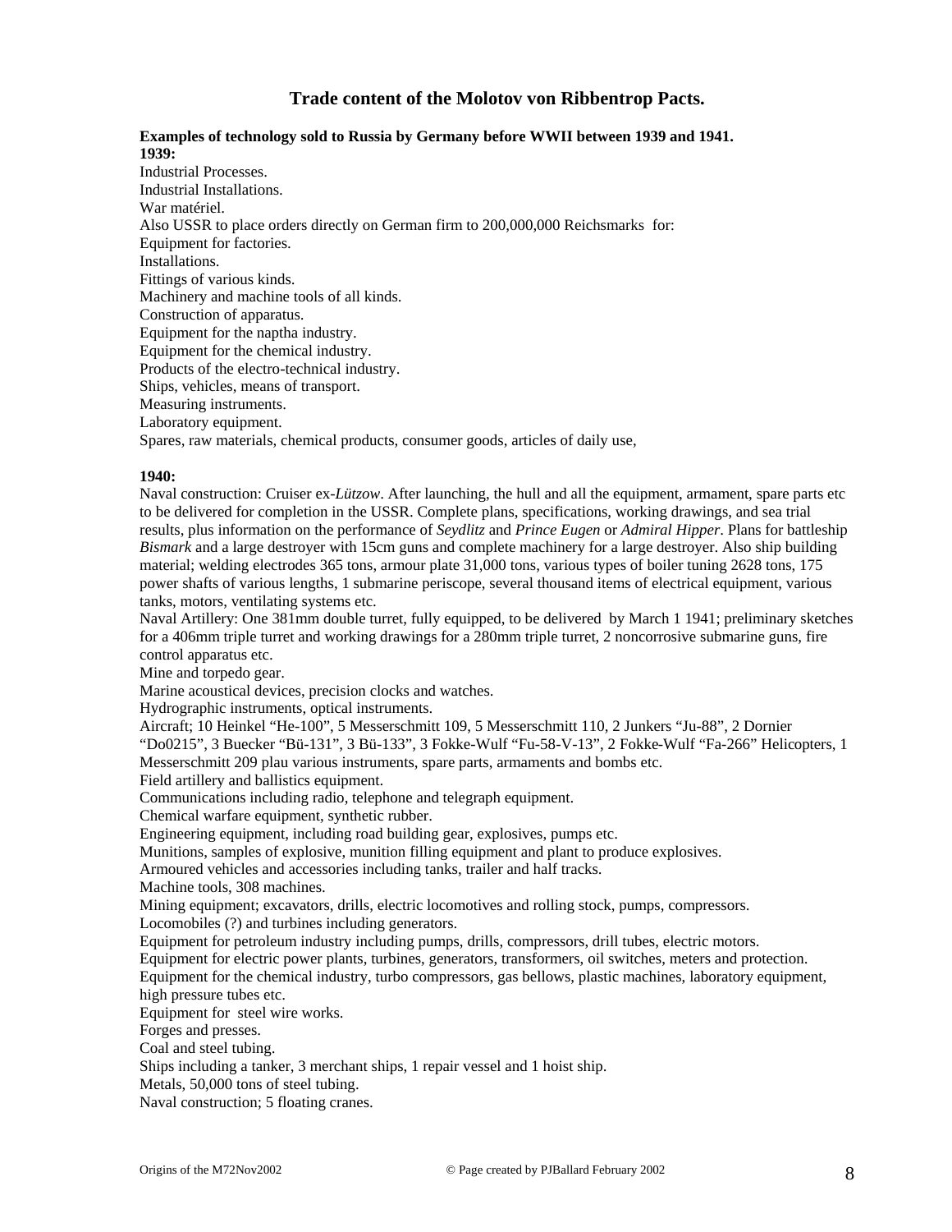## Trade content of the Molotov von Ribbentrop Pacts.

**Examples of technology sold to Russia by Germany before WWII between 1939 and 1941.**

**1939:**

Industrial Processes.
Industrial Installations.
War matériel.
Also USSR to place orders directly on German firm to 200,000,000 Reichsmarks for:
Equipment for factories.
Installations.
Fittings of various kinds.
Machinery and machine tools of all kinds.
Construction of apparatus.
Equipment for the naptha industry.
Equipment for the chemical industry.
Products of the electro-technical industry.
Ships, vehicles, means of transport.
Measuring instruments.
Laboratory equipment.
Spares, raw materials, chemical products, consumer goods, articles of daily use,

**1940:**

Naval construction: Cruiser ex-*Lützow*. After launching, the hull and all the equipment, armament, spare parts etc to be delivered for completion in the USSR. Complete plans, specifications, working drawings, and sea trial results, plus information on the performance of *Seydlitz* and *Prince Eugen* or *Admiral Hipper*. Plans for battleship *Bismark* and a large destroyer with 15cm guns and complete machinery for a large destroyer. Also ship building material; welding electrodes 365 tons, armour plate 31,000 tons, various types of boiler tuning 2628 tons, 175 power shafts of various lengths, 1 submarine periscope, several thousand items of electrical equipment, various tanks, motors, ventilating systems etc.
Naval Artillery: One 381mm double turret, fully equipped, to be delivered by March 1 1941; preliminary sketches for a 406mm triple turret and working drawings for a 280mm triple turret, 2 noncorrosive submarine guns, fire control apparatus etc.
Mine and torpedo gear.
Marine acoustical devices, precision clocks and watches.
Hydrographic instruments, optical instruments.
Aircraft; 10 Heinkel "He-100", 5 Messerschmitt 109, 5 Messerschmitt 110, 2 Junkers "Ju-88", 2 Dornier "Do0215", 3 Buecker "Bü-131", 3 Bü-133", 3 Fokke-Wulf "Fu-58-V-13", 2 Fokke-Wulf "Fa-266" Helicopters, 1 Messerschmitt 209 plau various instruments, spare parts, armaments and bombs etc.
Field artillery and ballistics equipment.
Communications including radio, telephone and telegraph equipment.
Chemical warfare equipment, synthetic rubber.
Engineering equipment, including road building gear, explosives, pumps etc.
Munitions, samples of explosive, munition filling equipment and plant to produce explosives.
Armoured vehicles and accessories including tanks, trailer and half tracks.
Machine tools, 308 machines.
Mining equipment; excavators, drills, electric locomotives and rolling stock, pumps, compressors.
Locomobiles (?) and turbines including generators.
Equipment for petroleum industry including pumps, drills, compressors, drill tubes, electric motors.
Equipment for electric power plants, turbines, generators, transformers, oil switches, meters and protection.
Equipment for the chemical industry, turbo compressors, gas bellows, plastic machines, laboratory equipment, high pressure tubes etc.
Equipment for steel wire works.
Forges and presses.
Coal and steel tubing.
Ships including a tanker, 3 merchant ships, 1 repair vessel and 1 hoist ship.
Metals, 50,000 tons of steel tubing.
Naval construction; 5 floating cranes.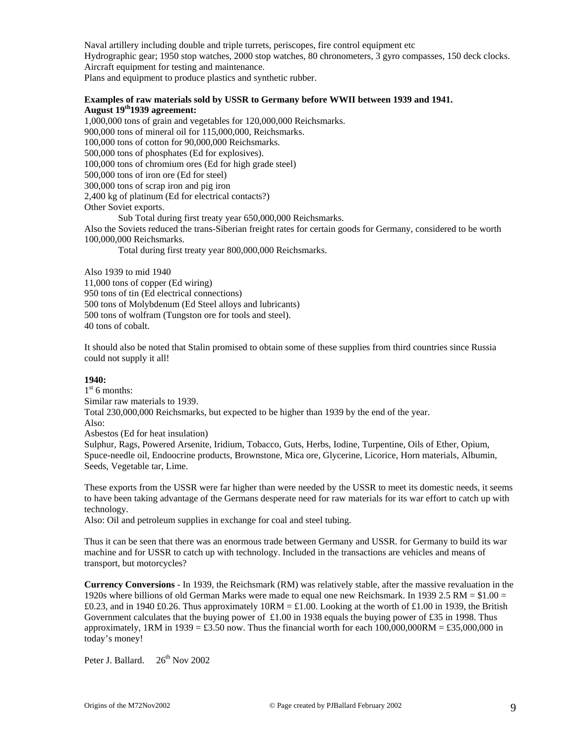Naval artillery including double and triple turrets, periscopes, fire control equipment etc
Hydrographic gear; 1950 stop watches, 2000 stop watches, 80 chronometers, 3 gyro compasses, 150 deck clocks.
Aircraft equipment for testing and maintenance.
Plans and equipment to produce plastics and synthetic rubber.

**Examples of raw materials sold by USSR to Germany before WWII between 1939 and 1941.**
**August 19th 1939 agreement:**

1,000,000 tons of grain and vegetables for 120,000,000 Reichsmarks.
900,000 tons of mineral oil for 115,000,000, Reichsmarks.
100,000 tons of cotton for 90,000,000 Reichsmarks.
500,000 tons of phosphates (Ed for explosives).
100,000 tons of chromium ores (Ed for high grade steel)
500,000 tons of iron ore (Ed for steel)
300,000 tons of scrap iron and pig iron
2,400 kg of platinum (Ed for electrical contacts?)
Other Soviet exports.

Sub Total during first treaty year 650,000,000 Reichsmarks.

Also the Soviets reduced the trans-Siberian freight rates for certain goods for Germany, considered to be worth 100,000,000 Reichsmarks.

Total during first treaty year 800,000,000 Reichsmarks.

Also 1939 to mid 1940
11,000 tons of copper (Ed wiring)
950 tons of tin (Ed electrical connections)
500 tons of Molybdenum (Ed Steel alloys and lubricants)
500 tons of wolfram (Tungston ore for tools and steel).
40 tons of cobalt.

It should also be noted that Stalin promised to obtain some of these supplies from third countries since Russia could not supply it all!

**1940:**

1st 6 months:
Similar raw materials to 1939.
Total 230,000,000 Reichsmarks, but expected to be higher than 1939 by the end of the year.
Also:
Asbestos (Ed for heat insulation)
Sulphur, Rags, Powered Arsenite, Iridium, Tobacco, Guts, Herbs, Iodine, Turpentine, Oils of Ether, Opium, Spuce-needle oil, Endoocrine products, Brownstone, Mica ore, Glycerine, Licorice, Horn materials, Albumin, Seeds, Vegetable tar, Lime.

These exports from the USSR were far higher than were needed by the USSR to meet its domestic needs, it seems to have been taking advantage of the Germans desperate need for raw materials for its war effort to catch up with technology.
Also: Oil and petroleum supplies in exchange for coal and steel tubing.

Thus it can be seen that there was an enormous trade between Germany and USSR. for Germany to build its war machine and for USSR to catch up with technology. Included in the transactions are vehicles and means of transport, but motorcycles?

**Currency Conversions** - In 1939, the Reichsmark (RM) was relatively stable, after the massive revaluation in the 1920s where billions of old German Marks were made to equal one new Reichsmark. In 1939 2.5 RM = $1.00 = £0.23, and in 1940 £0.26. Thus approximately 10RM = £1.00. Looking at the worth of £1.00 in 1939, the British Government calculates that the buying power of £1.00 in 1938 equals the buying power of £35 in 1998. Thus approximately, 1RM in 1939 = £3.50 now. Thus the financial worth for each 100,000,000RM = £35,000,000 in today's money!

Peter J. Ballard. 26th Nov 2002